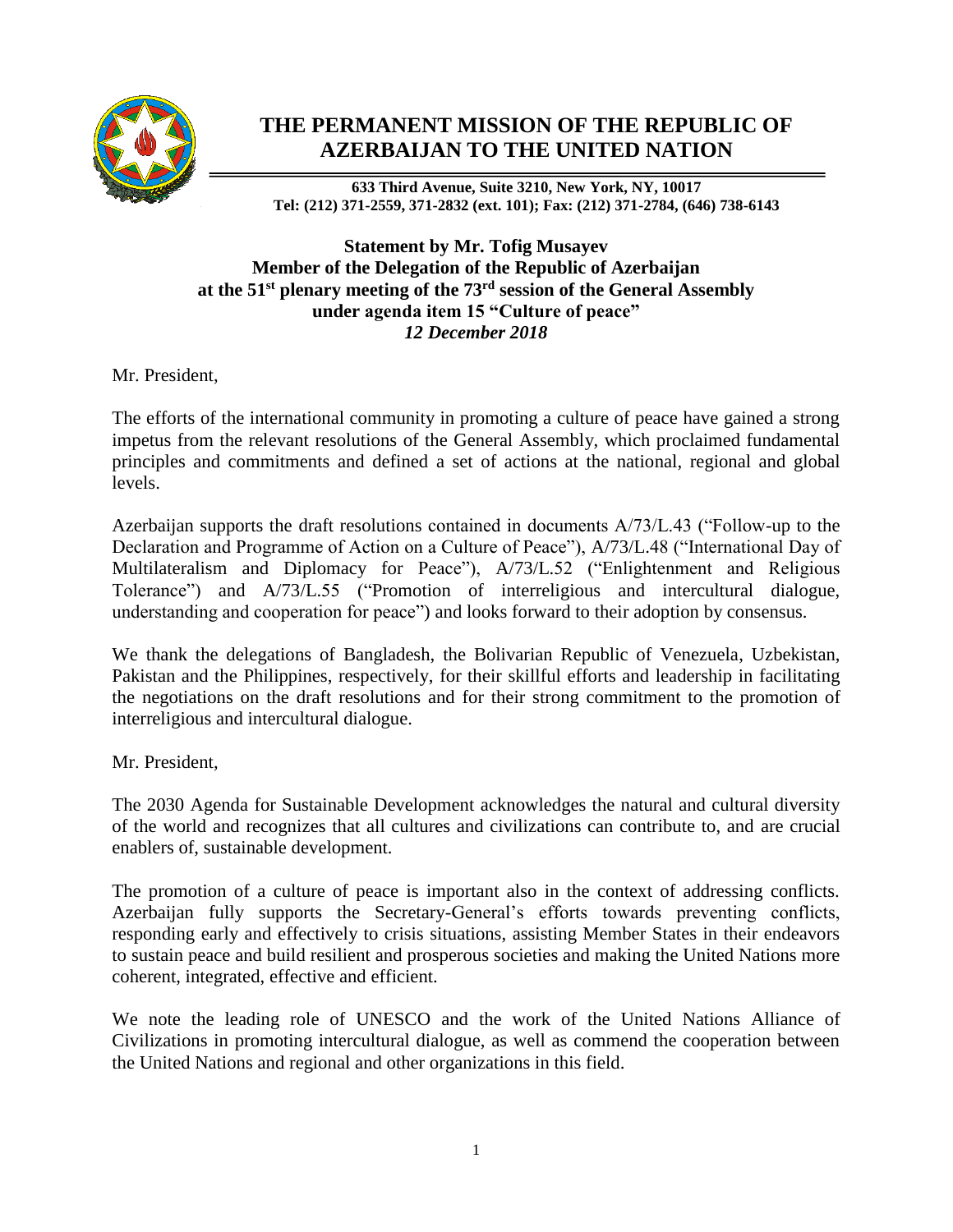# THE PERMANENT MISSION OF THE REPUBLIC OF AZERBAIJAN TO THE UNITED NATION

**633 Third Avenue, Suite 3210, New York, NY, 10017**
**Tel: (212) 371-2559, 371-2832 (ext. 101); Fax: (212) 371-2784, (646) 738-6143**

**Statement by Mr. Tofig Musayev**
**Member of the Delegation of the Republic of Azerbaijan**
**at the 51st plenary meeting of the 73rd session of the General Assembly**
**under agenda item 15 "Culture of peace"**
***12 December 2018***

Mr. President,

The efforts of the international community in promoting a culture of peace have gained a strong impetus from the relevant resolutions of the General Assembly, which proclaimed fundamental principles and commitments and defined a set of actions at the national, regional and global levels.

Azerbaijan supports the draft resolutions contained in documents A/73/L.43 ("Follow-up to the Declaration and Programme of Action on a Culture of Peace"), A/73/L.48 ("International Day of Multilateralism and Diplomacy for Peace"), A/73/L.52 ("Enlightenment and Religious Tolerance") and A/73/L.55 ("Promotion of interreligious and intercultural dialogue, understanding and cooperation for peace") and looks forward to their adoption by consensus.

We thank the delegations of Bangladesh, the Bolivarian Republic of Venezuela, Uzbekistan, Pakistan and the Philippines, respectively, for their skillful efforts and leadership in facilitating the negotiations on the draft resolutions and for their strong commitment to the promotion of interreligious and intercultural dialogue.

Mr. President,

The 2030 Agenda for Sustainable Development acknowledges the natural and cultural diversity of the world and recognizes that all cultures and civilizations can contribute to, and are crucial enablers of, sustainable development.

The promotion of a culture of peace is important also in the context of addressing conflicts. Azerbaijan fully supports the Secretary-General's efforts towards preventing conflicts, responding early and effectively to crisis situations, assisting Member States in their endeavors to sustain peace and build resilient and prosperous societies and making the United Nations more coherent, integrated, effective and efficient.

We note the leading role of UNESCO and the work of the United Nations Alliance of Civilizations in promoting intercultural dialogue, as well as commend the cooperation between the United Nations and regional and other organizations in this field.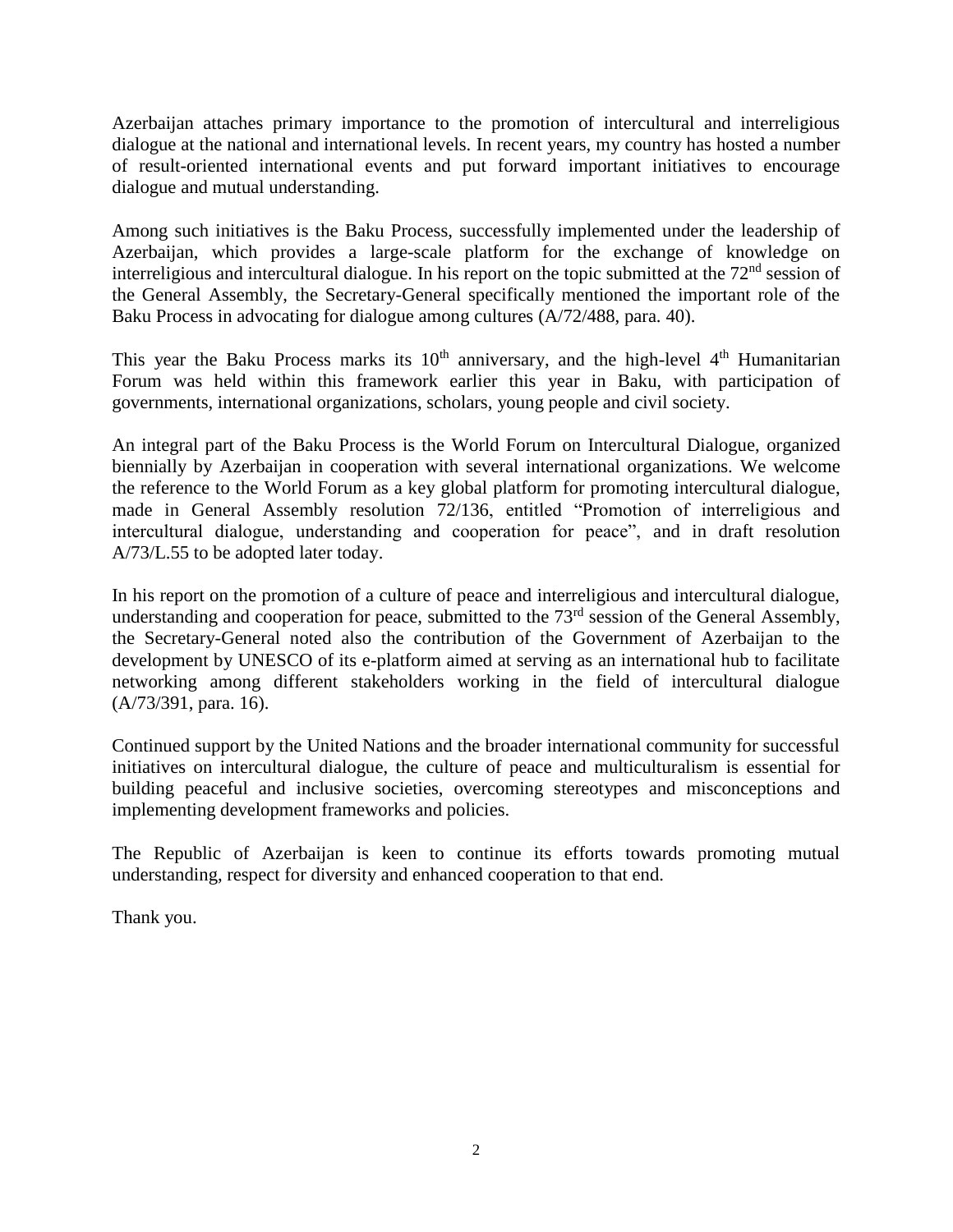Azerbaijan attaches primary importance to the promotion of intercultural and interreligious dialogue at the national and international levels. In recent years, my country has hosted a number of result-oriented international events and put forward important initiatives to encourage dialogue and mutual understanding.

Among such initiatives is the Baku Process, successfully implemented under the leadership of Azerbaijan, which provides a large-scale platform for the exchange of knowledge on interreligious and intercultural dialogue. In his report on the topic submitted at the 72nd session of the General Assembly, the Secretary-General specifically mentioned the important role of the Baku Process in advocating for dialogue among cultures (A/72/488, para. 40).

This year the Baku Process marks its 10th anniversary, and the high-level 4th Humanitarian Forum was held within this framework earlier this year in Baku, with participation of governments, international organizations, scholars, young people and civil society.

An integral part of the Baku Process is the World Forum on Intercultural Dialogue, organized biennially by Azerbaijan in cooperation with several international organizations. We welcome the reference to the World Forum as a key global platform for promoting intercultural dialogue, made in General Assembly resolution 72/136, entitled "Promotion of interreligious and intercultural dialogue, understanding and cooperation for peace", and in draft resolution A/73/L.55 to be adopted later today.

In his report on the promotion of a culture of peace and interreligious and intercultural dialogue, understanding and cooperation for peace, submitted to the 73rd session of the General Assembly, the Secretary-General noted also the contribution of the Government of Azerbaijan to the development by UNESCO of its e-platform aimed at serving as an international hub to facilitate networking among different stakeholders working in the field of intercultural dialogue (A/73/391, para. 16).

Continued support by the United Nations and the broader international community for successful initiatives on intercultural dialogue, the culture of peace and multiculturalism is essential for building peaceful and inclusive societies, overcoming stereotypes and misconceptions and implementing development frameworks and policies.

The Republic of Azerbaijan is keen to continue its efforts towards promoting mutual understanding, respect for diversity and enhanced cooperation to that end.

Thank you.